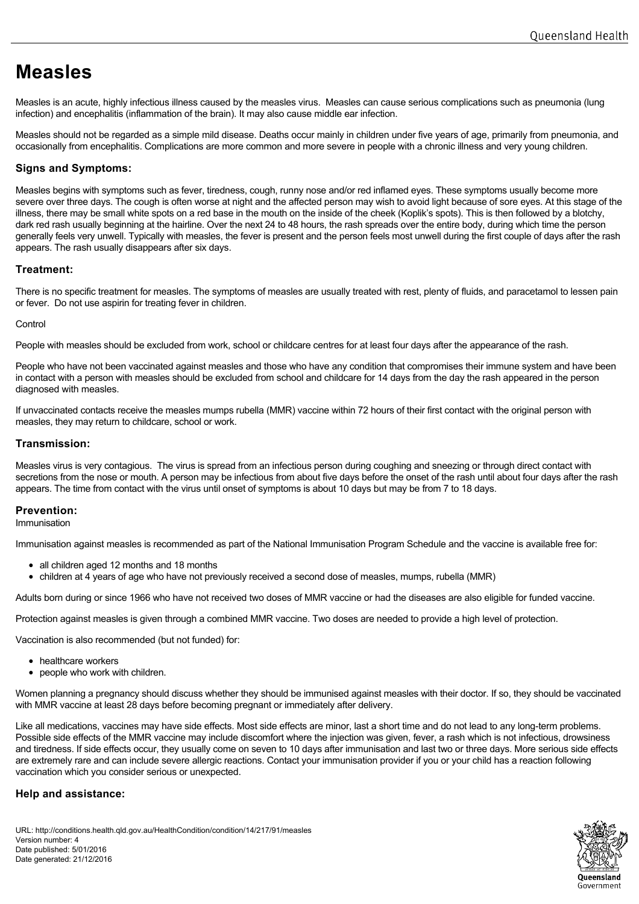# Measles

Measles is an acute, highly infectious illness caused by the measles virus. Measles can cause serious complications such as pneumonia (lung infection) and encephalitis (inflammation of the brain). It may also cause middle ear infection.

Measles should not be regarded as a simple mild disease. Deaths occur mainly in children under five years of age, primarily from pneumonia, and occasionally from encephalitis. Complications are more common and more severe in people with a chronic illness and very young children.

## Signs and Symptoms:

Measles begins with symptoms such as fever, tiredness, cough, runny nose and/or red inflamed eyes. These symptoms usually become more severe over three days. The cough is often worse at night and the affected person may wish to avoid light because of sore eyes. At this stage of the illness, there may be small white spots on a red base in the mouth on the inside of the cheek (Koplik's spots). This is then followed by a blotchy, dark red rash usually beginning at the hairline. Over the next 24 to 48 hours, the rash spreads over the entire body, during which time the person generally feels very unwell. Typically with measles, the fever is present and the person feels most unwell during the first couple of days after the rash appears. The rash usually disappears after six days.

## Treatment:

There is no specific treatment for measles. The symptoms of measles are usually treated with rest, plenty of fluids, and paracetamol to lessen pain or fever. Do not use aspirin for treating fever in children.

Control

People with measles should be excluded from work, school or childcare centres for at least four days after the appearance of the rash.

People who have not been vaccinated against measles and those who have any condition that compromises their immune system and have been in contact with a person with measles should be excluded from school and childcare for 14 days from the day the rash appeared in the person diagnosed with measles.

If unvaccinated contacts receive the measles mumps rubella (MMR) vaccine within 72 hours of their first contact with the original person with measles, they may return to childcare, school or work.

## Transmission:

Measles virus is very contagious. The virus is spread from an infectious person during coughing and sneezing or through direct contact with secretions from the nose or mouth. A person may be infectious from about five days before the onset of the rash until about four days after the rash appears. The time from contact with the virus until onset of symptoms is about 10 days but may be from 7 to 18 days.

## Prevention:

Immunisation

Immunisation against measles is recommended as part of the National Immunisation Program Schedule and the vaccine is available free for:

- all children aged 12 months and 18 months
- children at 4 years of age who have not previously received a second dose of measles, mumps, rubella (MMR)

Adults born during or since 1966 who have not received two doses of MMR vaccine or had the diseases are also eligible for funded vaccine.

Protection against measles is given through a combined MMR vaccine. Two doses are needed to provide a high level of protection.

Vaccination is also recommended (but not funded) for:

- healthcare workers
- people who work with children.

Women planning a pregnancy should discuss whether they should be immunised against measles with their doctor. If so, they should be vaccinated with MMR vaccine at least 28 days before becoming pregnant or immediately after delivery.

Like all medications, vaccines may have side effects. Most side effects are minor, last a short time and do not lead to any long-term problems. Possible side effects of the MMR vaccine may include discomfort where the injection was given, fever, a rash which is not infectious, drowsiness and tiredness. If side effects occur, they usually come on seven to 10 days after immunisation and last two or three days. More serious side effects are extremely rare and can include severe allergic reactions. Contact your immunisation provider if you or your child has a reaction following vaccination which you consider serious or unexpected.

## Help and assistance:

URL: http://conditions.health.qld.gov.au/HealthCondition/condition/14/217/91/measles
Version number: 4
Date published: 5/01/2016
Date generated: 21/12/2016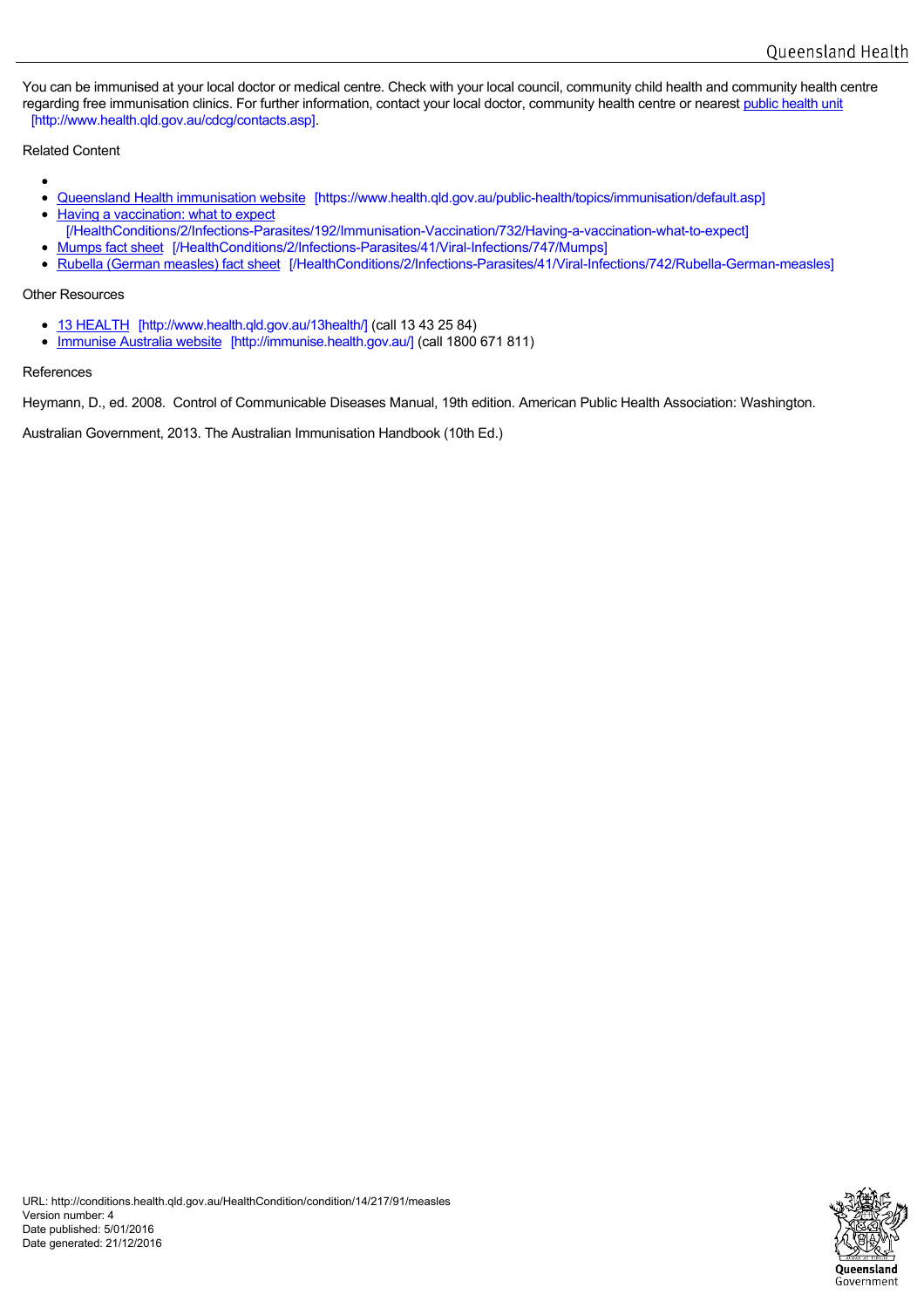You can be immunised at your local doctor or medical centre. Check with your local council, community child health and community health centre regarding free immunisation clinics. For further information, contact your local doctor, community health centre or nearest public health unit [http://www.health.qld.gov.au/cdcg/contacts.asp].

Related Content

- 
- Queensland Health immunisation website [https://www.health.qld.gov.au/public-health/topics/immunisation/default.asp]
- Having a vaccination: what to expect [/HealthConditions/2/Infections-Parasites/192/Immunisation-Vaccination/732/Having-a-vaccination-what-to-expect]
- Mumps fact sheet [/HealthConditions/2/Infections-Parasites/41/Viral-Infections/747/Mumps]
- Rubella (German measles) fact sheet [/HealthConditions/2/Infections-Parasites/41/Viral-Infections/742/Rubella-German-measles]

Other Resources

- 13 HEALTH [http://www.health.qld.gov.au/13health/] (call 13 43 25 84)
- Immunise Australia website [http://immunise.health.gov.au/] (call 1800 671 811)

References

Heymann, D., ed. 2008. Control of Communicable Diseases Manual, 19th edition. American Public Health Association: Washington.

Australian Government, 2013. The Australian Immunisation Handbook (10th Ed.)

URL: http://conditions.health.qld.gov.au/HealthCondition/condition/14/217/91/measles
Version number: 4
Date published: 5/01/2016
Date generated: 21/12/2016